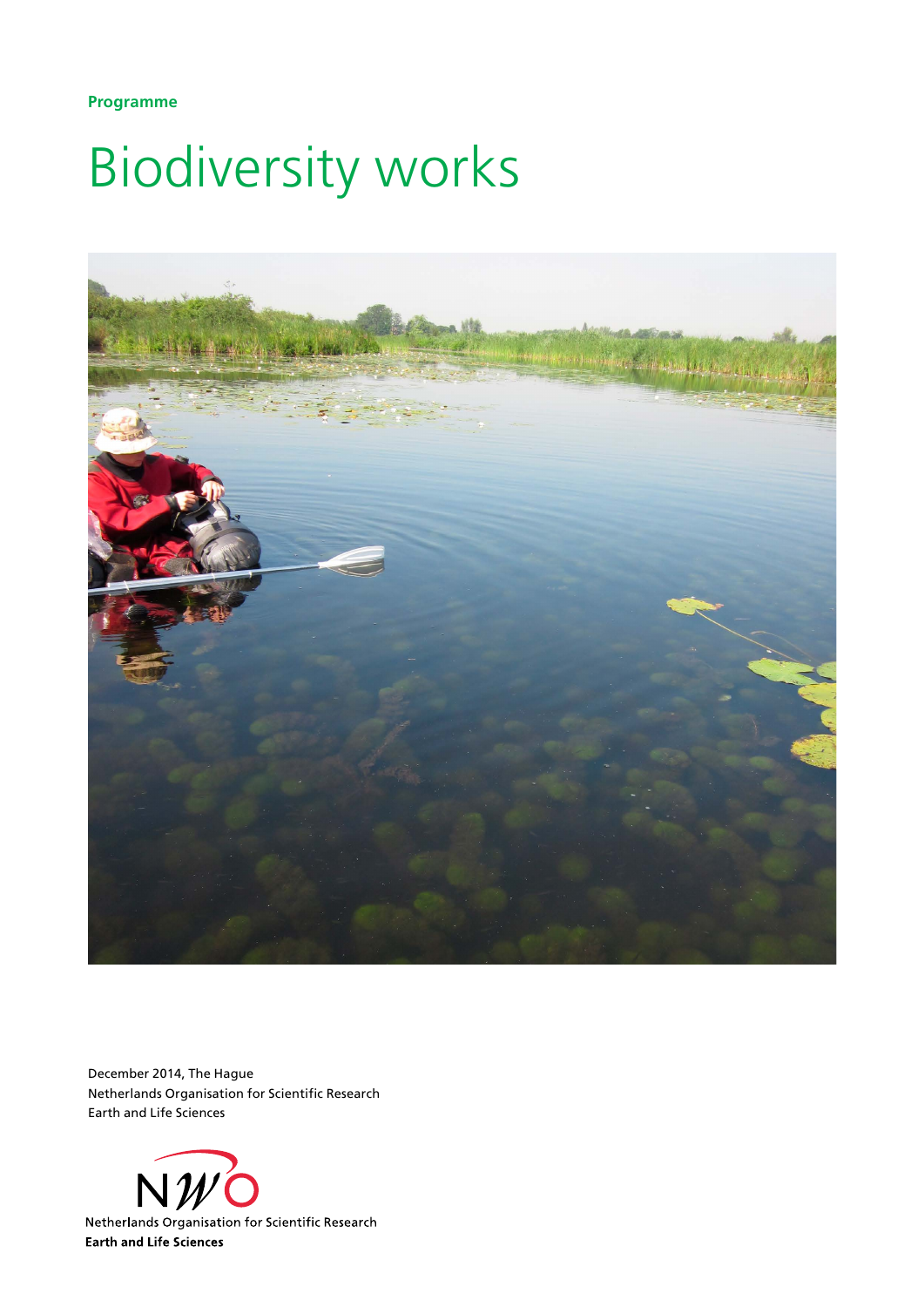**Programme**

# Biodiversity works

December 2014, The Hague
Netherlands Organisation for Scientific Research
Earth and Life Sciences

Netherlands Organisation for Scientific Research
**Earth and Life Sciences**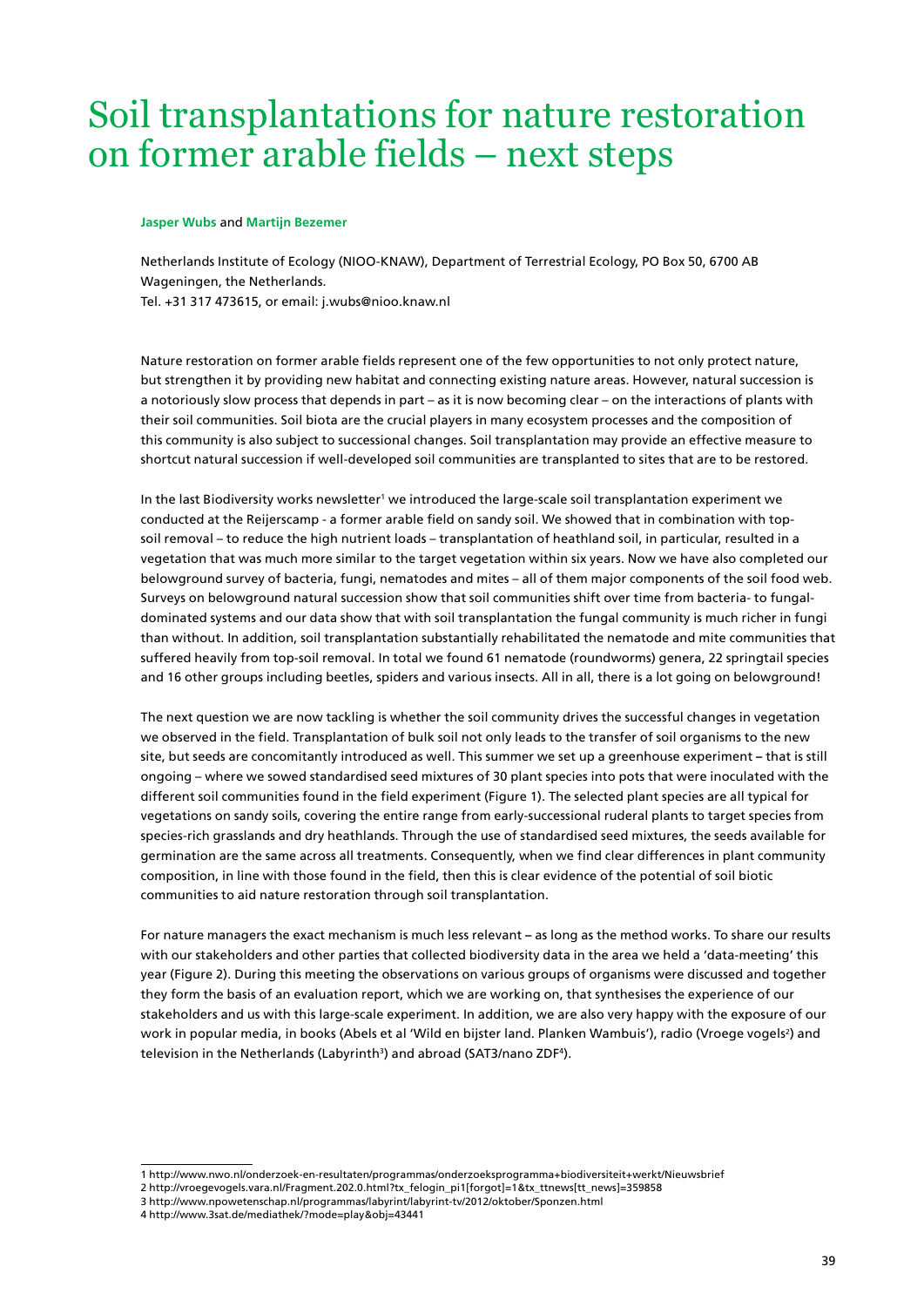# Soil transplantations for nature restoration on former arable fields – next steps

**Jasper Wubs** and **Martijn Bezemer**

Netherlands Institute of Ecology (NIOO-KNAW), Department of Terrestrial Ecology, PO Box 50, 6700 AB Wageningen, the Netherlands.
Tel. +31 317 473615, or email: j.wubs@nioo.knaw.nl

Nature restoration on former arable fields represent one of the few opportunities to not only protect nature, but strengthen it by providing new habitat and connecting existing nature areas. However, natural succession is a notoriously slow process that depends in part – as it is now becoming clear – on the interactions of plants with their soil communities. Soil biota are the crucial players in many ecosystem processes and the composition of this community is also subject to successional changes. Soil transplantation may provide an effective measure to shortcut natural succession if well-developed soil communities are transplanted to sites that are to be restored.

In the last Biodiversity works newsletter[1] we introduced the large-scale soil transplantation experiment we conducted at the Reijerscamp - a former arable field on sandy soil. We showed that in combination with top-soil removal – to reduce the high nutrient loads – transplantation of heathland soil, in particular, resulted in a vegetation that was much more similar to the target vegetation within six years. Now we have also completed our belowground survey of bacteria, fungi, nematodes and mites – all of them major components of the soil food web. Surveys on belowground natural succession show that soil communities shift over time from bacteria- to fungal-dominated systems and our data show that with soil transplantation the fungal community is much richer in fungi than without. In addition, soil transplantation substantially rehabilitated the nematode and mite communities that suffered heavily from top-soil removal. In total we found 61 nematode (roundworms) genera, 22 springtail species and 16 other groups including beetles, spiders and various insects. All in all, there is a lot going on belowground!

The next question we are now tackling is whether the soil community drives the successful changes in vegetation we observed in the field. Transplantation of bulk soil not only leads to the transfer of soil organisms to the new site, but seeds are concomitantly introduced as well. This summer we set up a greenhouse experiment – that is still ongoing – where we sowed standardised seed mixtures of 30 plant species into pots that were inoculated with the different soil communities found in the field experiment (Figure 1). The selected plant species are all typical for vegetations on sandy soils, covering the entire range from early-successional ruderal plants to target species from species-rich grasslands and dry heathlands. Through the use of standardised seed mixtures, the seeds available for germination are the same across all treatments. Consequently, when we find clear differences in plant community composition, in line with those found in the field, then this is clear evidence of the potential of soil biotic communities to aid nature restoration through soil transplantation.

For nature managers the exact mechanism is much less relevant – as long as the method works. To share our results with our stakeholders and other parties that collected biodiversity data in the area we held a 'data-meeting' this year (Figure 2). During this meeting the observations on various groups of organisms were discussed and together they form the basis of an evaluation report, which we are working on, that synthesises the experience of our stakeholders and us with this large-scale experiment. In addition, we are also very happy with the exposure of our work in popular media, in books (Abels et al 'Wild en bijster land. Planken Wambuis'), radio (Vroege vogels[2]) and television in the Netherlands (Labyrinth[3]) and abroad (SAT3/nano ZDF[4]).

---

1 http://www.nwo.nl/onderzoek-en-resultaten/programmas/onderzoeksprogramma+biodiversiteit+werkt/Nieuwsbrief
2 http://vroegevogels.vara.nl/Fragment.202.0.html?tx_felogin_pi1[forgot]=1&tx_ttnews[tt_news]=359858
3 http://www.npowetenschap.nl/programmas/labyrint/labyrint-tv/2012/oktober/Sponzen.html
4 http://www.3sat.de/mediathek/?mode=play&obj=43441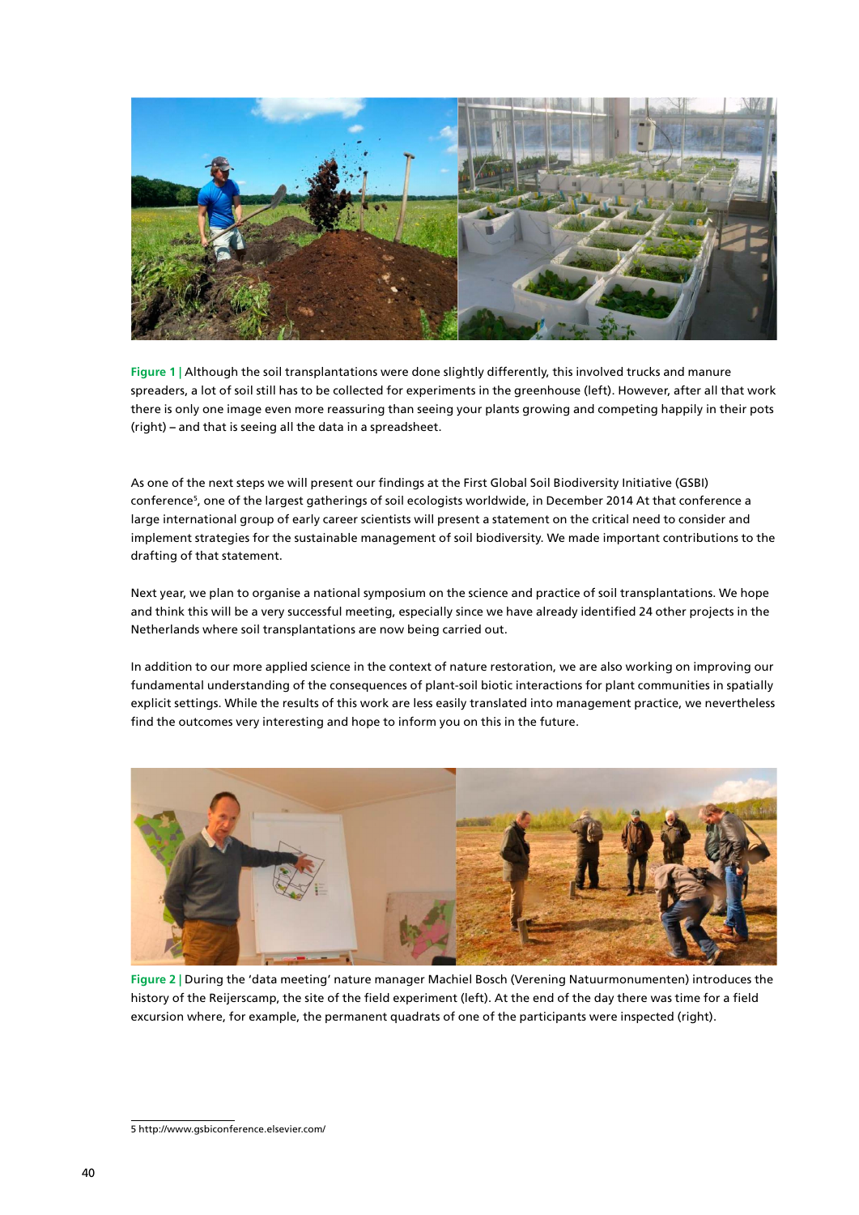**Figure 1 |** Although the soil transplantations were done slightly differently, this involved trucks and manure spreaders, a lot of soil still has to be collected for experiments in the greenhouse (left). However, after all that work there is only one image even more reassuring than seeing your plants growing and competing happily in their pots (right) – and that is seeing all the data in a spreadsheet.

As one of the next steps we will present our findings at the First Global Soil Biodiversity Initiative (GSBI) conference[5], one of the largest gatherings of soil ecologists worldwide, in December 2014 At that conference a large international group of early career scientists will present a statement on the critical need to consider and implement strategies for the sustainable management of soil biodiversity. We made important contributions to the drafting of that statement.

Next year, we plan to organise a national symposium on the science and practice of soil transplantations. We hope and think this will be a very successful meeting, especially since we have already identified 24 other projects in the Netherlands where soil transplantations are now being carried out.

In addition to our more applied science in the context of nature restoration, we are also working on improving our fundamental understanding of the consequences of plant-soil biotic interactions for plant communities in spatially explicit settings. While the results of this work are less easily translated into management practice, we nevertheless find the outcomes very interesting and hope to inform you on this in the future.

**Figure 2 |** During the 'data meeting' nature manager Machiel Bosch (Verening Natuurmonumenten) introduces the history of the Reijerscamp, the site of the field experiment (left). At the end of the day there was time for a field excursion where, for example, the permanent quadrats of one of the participants were inspected (right).

5 http://www.gsbiconference.elsevier.com/